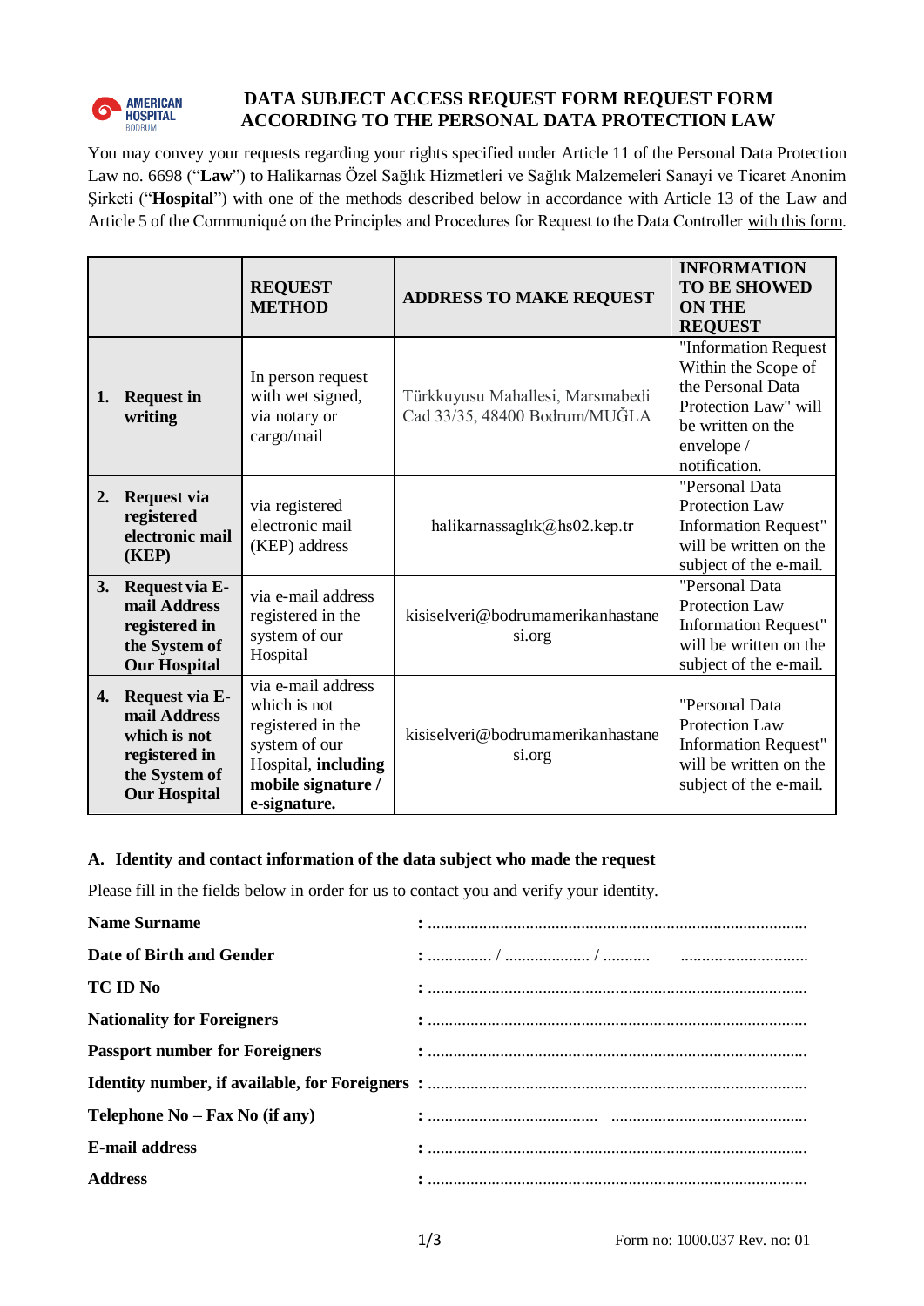# DATA SUBJECT ACCESS REQUEST FORM REQUEST FORM ACCORDING TO THE PERSONAL DATA PROTECTION LAW

You may convey your requests regarding your rights specified under Article 11 of the Personal Data Protection Law no. 6698 ("**Law**") to Halikarnas Özel Sağlık Hizmetleri ve Sağlık Malzemeleri Sanayi ve Ticaret Anonim Şirketi ("**Hospital**") with one of the methods described below in accordance with Article 13 of the Law and Article 5 of the Communiqué on the Principles and Procedures for Request to the Data Controller with this form.

| | **REQUEST METHOD** | **ADDRESS TO MAKE REQUEST** | **INFORMATION TO BE SHOWED ON THE REQUEST** |
|---|---|---|---|
| **1. Request in writing** | In person request with wet signed, via notary or cargo/mail | Türkkuyusu Mahallesi, Marsmabedi Cad 33/35, 48400 Bodrum/MUĞLA | "Information Request Within the Scope of the Personal Data Protection Law" will be written on the envelope / notification. |
| **2. Request via registered electronic mail (KEP)** | via registered electronic mail (KEP) address | halikarnassaglık@hs02.kep.tr | "Personal Data Protection Law Information Request" will be written on the subject of the e-mail. |
| **3. Request via E-mail Address registered in the System of Our Hospital** | via e-mail address registered in the system of our Hospital | kisiselveri@bodrumamerikanhastanesi.org | "Personal Data Protection Law Information Request" will be written on the subject of the e-mail. |
| **4. Request via E-mail Address which is not registered in the System of Our Hospital** | via e-mail address which is not registered in the system of our Hospital, **including mobile signature / e-signature.** | kisiselveri@bodrumamerikanhastanesi.org | "Personal Data Protection Law Information Request" will be written on the subject of the e-mail. |

### A. Identity and contact information of the data subject who made the request

Please fill in the fields below in order for us to contact you and verify your identity.

**Name Surname** : ........................................................................................

**Date of Birth and Gender** : ............... / .................... / ........... ..............................

**TC ID No** : ........................................................................................

**Nationality for Foreigners** : ........................................................................................

**Passport number for Foreigners** : ........................................................................................

**Identity number, if available, for Foreigners** : ........................................................................................

**Telephone No – Fax No (if any)** : ....................................... .............................................

**E-mail address** : ........................................................................................

**Address** : ........................................................................................

Form no: 1000.037 Rev. no: 01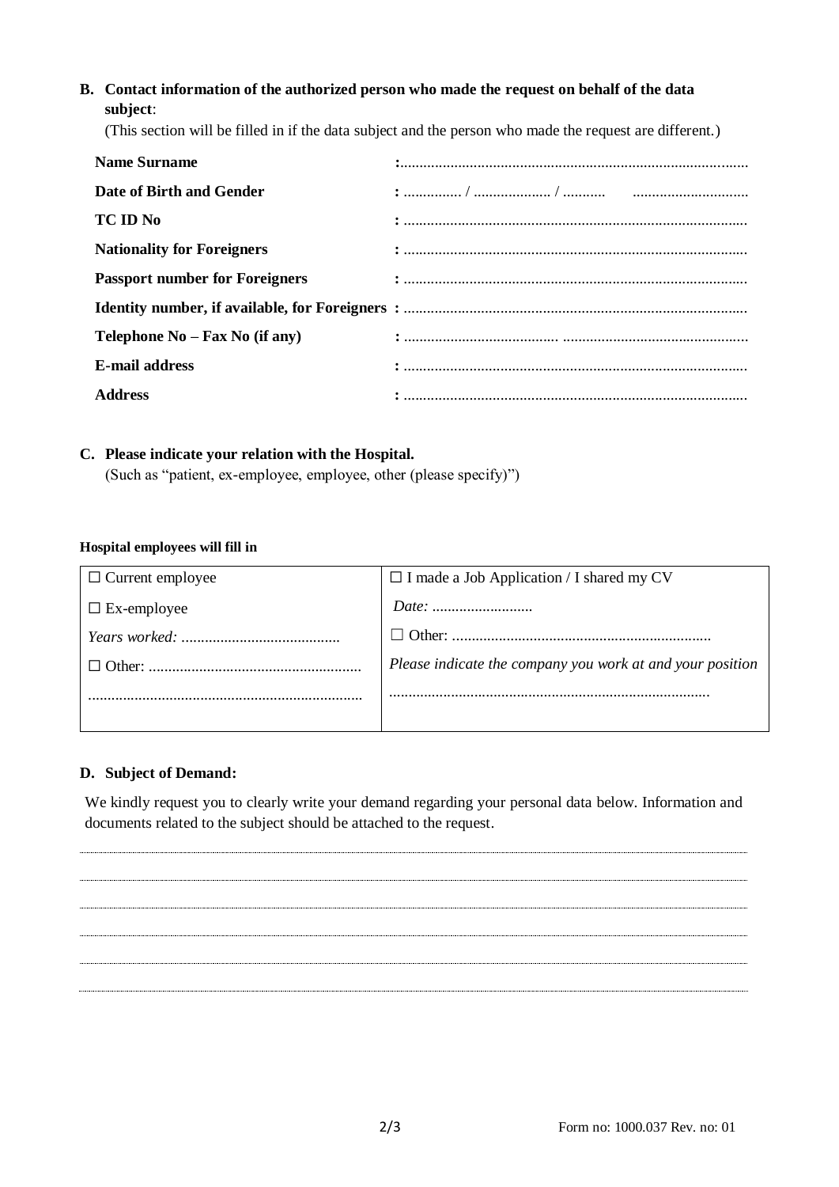**B. Contact information of the authorized person who made the request on behalf of the data subject**:

(This section will be filled in if the data subject and the person who made the request are different.)

| | |
|---|---|
| **Name Surname** | :......................................................................................... |
| **Date of Birth and Gender** | : ............... / .................... / ........... ............................. |
| **TC ID No** | : ....................................................................................... |
| **Nationality for Foreigners** | : ....................................................................................... |
| **Passport number for Foreigners** | : ....................................................................................... |
| **Identity number, if available, for Foreigners** | : ....................................................................................... |
| **Telephone No – Fax No (if any)** | : ....................................... ............................................... |
| **E-mail address** | : ....................................................................................... |
| **Address** | : ....................................................................................... |

**C. Please indicate your relation with the Hospital.**

(Such as "patient, ex-employee, employee, other (please specify)")

**Hospital employees will fill in**

| | |
|---|---|
| ☐ Current employee | ☐ I made a Job Application / I shared my CV |
| ☐ Ex-employee | *Date:* .......................... |
| *Years worked:* ......................................... | ☐ Other: .................................................................. |
| ☐ Other: ...................................................... | *Please indicate the company you work at and your position* |
| ...................................................................... | .................................................................................. |

**D. Subject of Demand:**

We kindly request you to clearly write your demand regarding your personal data below. Information and documents related to the subject should be attached to the request.

..........................................................................................................................................................

..........................................................................................................................................................

..........................................................................................................................................................

..........................................................................................................................................................

..........................................................................................................................................................

..........................................................................................................................................................

Form no: 1000.037 Rev. no: 01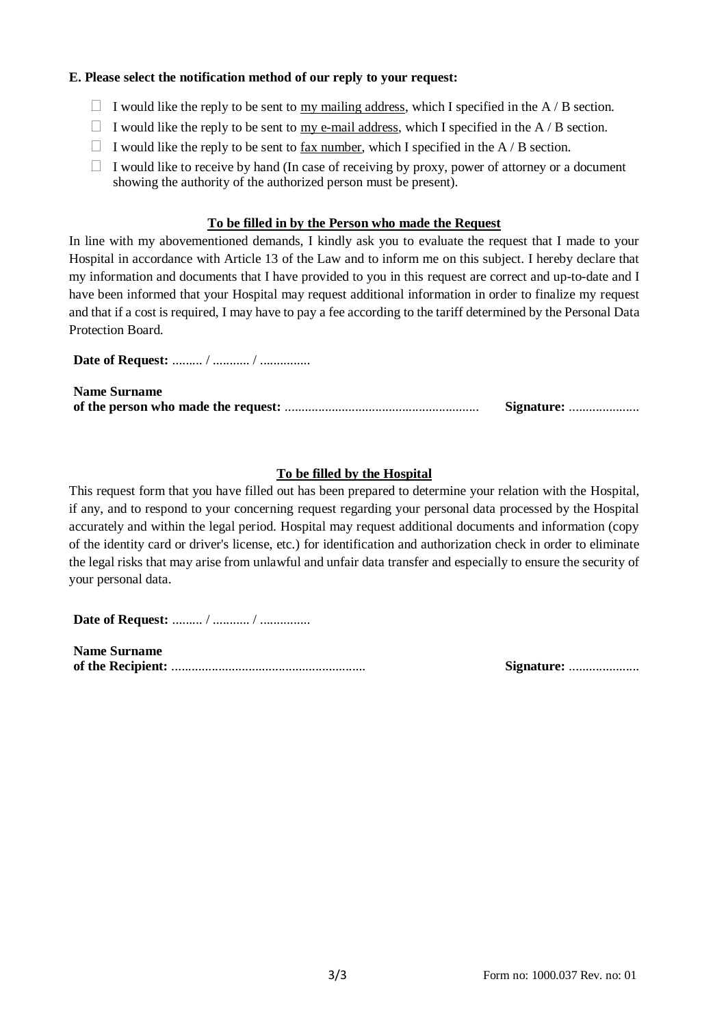**E. Please select the notification method of our reply to your request:**

- ☐ I would like the reply to be sent to my mailing address, which I specified in the A / B section.
- ☐ I would like the reply to be sent to my e-mail address, which I specified in the A / B section.
- ☐ I would like the reply to be sent to fax number, which I specified in the A / B section.
- ☐ I would like to receive by hand (In case of receiving by proxy, power of attorney or a document showing the authority of the authorized person must be present).

**To be filled in by the Person who made the Request**

In line with my abovementioned demands, I kindly ask you to evaluate the request that I made to your Hospital in accordance with Article 13 of the Law and to inform me on this subject. I hereby declare that my information and documents that I have provided to you in this request are correct and up-to-date and I have been informed that your Hospital may request additional information in order to finalize my request and that if a cost is required, I may have to pay a fee according to the tariff determined by the Personal Data Protection Board.

**Date of Request:** ......... / ........... / ...............

**Name Surname of the person who made the request:** .......................................................... **Signature:** .....................

**To be filled by the Hospital**

This request form that you have filled out has been prepared to determine your relation with the Hospital, if any, and to respond to your concerning request regarding your personal data processed by the Hospital accurately and within the legal period. Hospital may request additional documents and information (copy of the identity card or driver's license, etc.) for identification and authorization check in order to eliminate the legal risks that may arise from unlawful and unfair data transfer and especially to ensure the security of your personal data.

**Date of Request:** ......... / ........... / ...............

**Name Surname of the Recipient:** .......................................................... **Signature:** .....................

Form no: 1000.037 Rev. no: 01